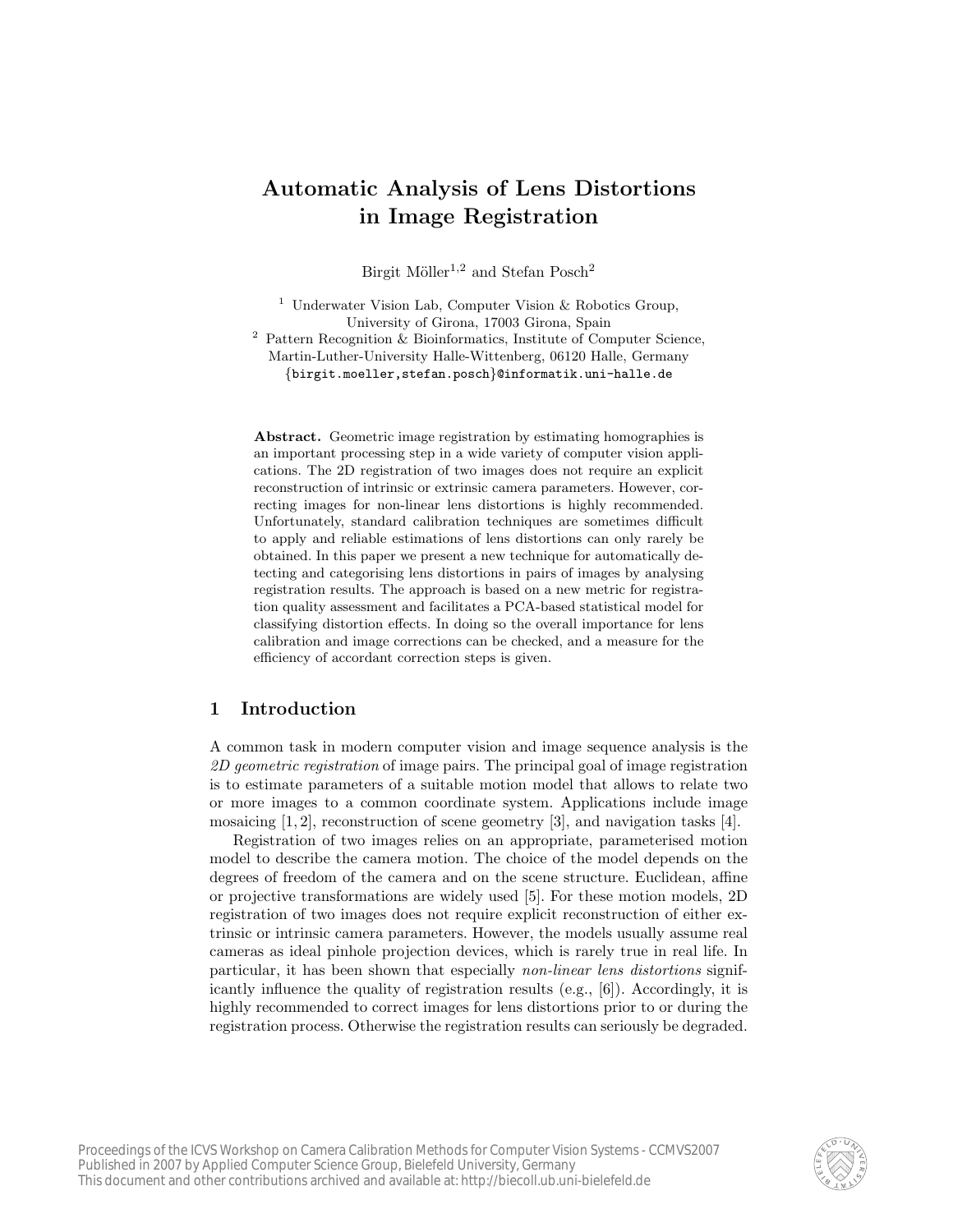# Automatic Analysis of Lens Distortions in Image Registration

Birgit Möller[1,2] and Stefan Posch[2]

[1] Underwater Vision Lab, Computer Vision & Robotics Group, University of Girona, 17003 Girona, Spain
[2] Pattern Recognition & Bioinformatics, Institute of Computer Science, Martin-Luther-University Halle-Wittenberg, 06120 Halle, Germany
{birgit.moeller,stefan.posch}@informatik.uni-halle.de

**Abstract.** Geometric image registration by estimating homographies is an important processing step in a wide variety of computer vision applications. The 2D registration of two images does not require an explicit reconstruction of intrinsic or extrinsic camera parameters. However, correcting images for non-linear lens distortions is highly recommended. Unfortunately, standard calibration techniques are sometimes difficult to apply and reliable estimations of lens distortions can only rarely be obtained. In this paper we present a new technique for automatically detecting and categorising lens distortions in pairs of images by analysing registration results. The approach is based on a new metric for registration quality assessment and facilitates a PCA-based statistical model for classifying distortion effects. In doing so the overall importance for lens calibration and image corrections can be checked, and a measure for the efficiency of accordant correction steps is given.

## 1 Introduction

A common task in modern computer vision and image sequence analysis is the *2D geometric registration* of image pairs. The principal goal of image registration is to estimate parameters of a suitable motion model that allows to relate two or more images to a common coordinate system. Applications include image mosaicing [1, 2], reconstruction of scene geometry [3], and navigation tasks [4].

Registration of two images relies on an appropriate, parameterised motion model to describe the camera motion. The choice of the model depends on the degrees of freedom of the camera and on the scene structure. Euclidean, affine or projective transformations are widely used [5]. For these motion models, 2D registration of two images does not require explicit reconstruction of either extrinsic or intrinsic camera parameters. However, the models usually assume real cameras as ideal pinhole projection devices, which is rarely true in real life. In particular, it has been shown that especially *non-linear lens distortions* significantly influence the quality of registration results (e.g., [6]). Accordingly, it is highly recommended to correct images for lens distortions prior to or during the registration process. Otherwise the registration results can seriously be degraded.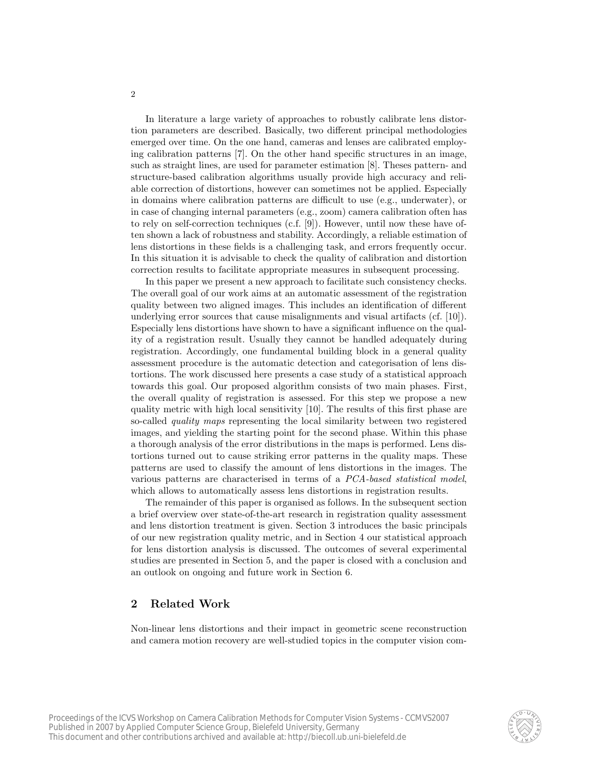In literature a large variety of approaches to robustly calibrate lens distortion parameters are described. Basically, two different principal methodologies emerged over time. On the one hand, cameras and lenses are calibrated employing calibration patterns [7]. On the other hand specific structures in an image, such as straight lines, are used for parameter estimation [8]. Theses pattern- and structure-based calibration algorithms usually provide high accuracy and reliable correction of distortions, however can sometimes not be applied. Especially in domains where calibration patterns are difficult to use (e.g., underwater), or in case of changing internal parameters (e.g., zoom) camera calibration often has to rely on self-correction techniques (c.f. [9]). However, until now these have often shown a lack of robustness and stability. Accordingly, a reliable estimation of lens distortions in these fields is a challenging task, and errors frequently occur. In this situation it is advisable to check the quality of calibration and distortion correction results to facilitate appropriate measures in subsequent processing.

In this paper we present a new approach to facilitate such consistency checks. The overall goal of our work aims at an automatic assessment of the registration quality between two aligned images. This includes an identification of different underlying error sources that cause misalignments and visual artifacts (cf. [10]). Especially lens distortions have shown to have a significant influence on the quality of a registration result. Usually they cannot be handled adequately during registration. Accordingly, one fundamental building block in a general quality assessment procedure is the automatic detection and categorisation of lens distortions. The work discussed here presents a case study of a statistical approach towards this goal. Our proposed algorithm consists of two main phases. First, the overall quality of registration is assessed. For this step we propose a new quality metric with high local sensitivity [10]. The results of this first phase are so-called *quality maps* representing the local similarity between two registered images, and yielding the starting point for the second phase. Within this phase a thorough analysis of the error distributions in the maps is performed. Lens distortions turned out to cause striking error patterns in the quality maps. These patterns are used to classify the amount of lens distortions in the images. The various patterns are characterised in terms of a *PCA-based statistical model*, which allows to automatically assess lens distortions in registration results.

The remainder of this paper is organised as follows. In the subsequent section a brief overview over state-of-the-art research in registration quality assessment and lens distortion treatment is given. Section 3 introduces the basic principals of our new registration quality metric, and in Section 4 our statistical approach for lens distortion analysis is discussed. The outcomes of several experimental studies are presented in Section 5, and the paper is closed with a conclusion and an outlook on ongoing and future work in Section 6.

## 2 Related Work

Non-linear lens distortions and their impact in geometric scene reconstruction and camera motion recovery are well-studied topics in the computer vision com-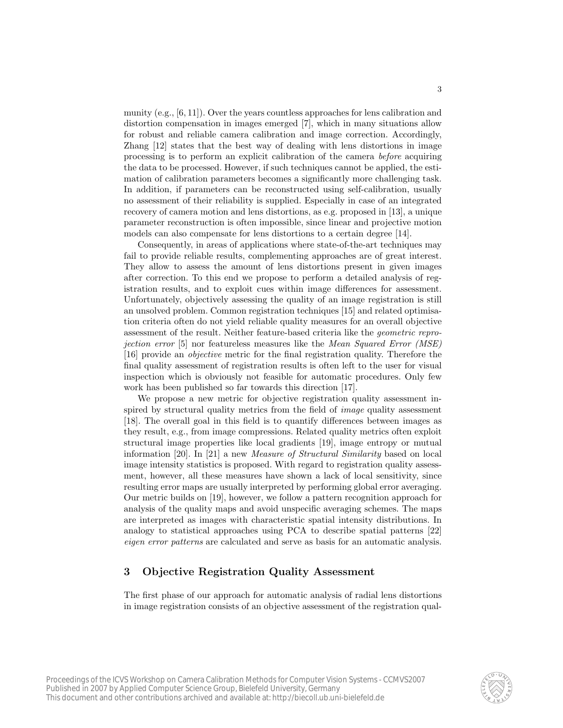munity (e.g., [6, 11]). Over the years countless approaches for lens calibration and distortion compensation in images emerged [7], which in many situations allow for robust and reliable camera calibration and image correction. Accordingly, Zhang [12] states that the best way of dealing with lens distortions in image processing is to perform an explicit calibration of the camera *before* acquiring the data to be processed. However, if such techniques cannot be applied, the estimation of calibration parameters becomes a significantly more challenging task. In addition, if parameters can be reconstructed using self-calibration, usually no assessment of their reliability is supplied. Especially in case of an integrated recovery of camera motion and lens distortions, as e.g. proposed in [13], a unique parameter reconstruction is often impossible, since linear and projective motion models can also compensate for lens distortions to a certain degree [14].

Consequently, in areas of applications where state-of-the-art techniques may fail to provide reliable results, complementing approaches are of great interest. They allow to assess the amount of lens distortions present in given images after correction. To this end we propose to perform a detailed analysis of registration results, and to exploit cues within image differences for assessment. Unfortunately, objectively assessing the quality of an image registration is still an unsolved problem. Common registration techniques [15] and related optimisation criteria often do not yield reliable quality measures for an overall objective assessment of the result. Neither feature-based criteria like the *geometric reprojection error* [5] nor featureless measures like the *Mean Squared Error (MSE)* [16] provide an *objective* metric for the final registration quality. Therefore the final quality assessment of registration results is often left to the user for visual inspection which is obviously not feasible for automatic procedures. Only few work has been published so far towards this direction [17].

We propose a new metric for objective registration quality assessment inspired by structural quality metrics from the field of *image* quality assessment [18]. The overall goal in this field is to quantify differences between images as they result, e.g., from image compressions. Related quality metrics often exploit structural image properties like local gradients [19], image entropy or mutual information [20]. In [21] a new *Measure of Structural Similarity* based on local image intensity statistics is proposed. With regard to registration quality assessment, however, all these measures have shown a lack of local sensitivity, since resulting error maps are usually interpreted by performing global error averaging. Our metric builds on [19], however, we follow a pattern recognition approach for analysis of the quality maps and avoid unspecific averaging schemes. The maps are interpreted as images with characteristic spatial intensity distributions. In analogy to statistical approaches using PCA to describe spatial patterns [22] *eigen error patterns* are calculated and serve as basis for an automatic analysis.

## 3 Objective Registration Quality Assessment

The first phase of our approach for automatic analysis of radial lens distortions in image registration consists of an objective assessment of the registration qual-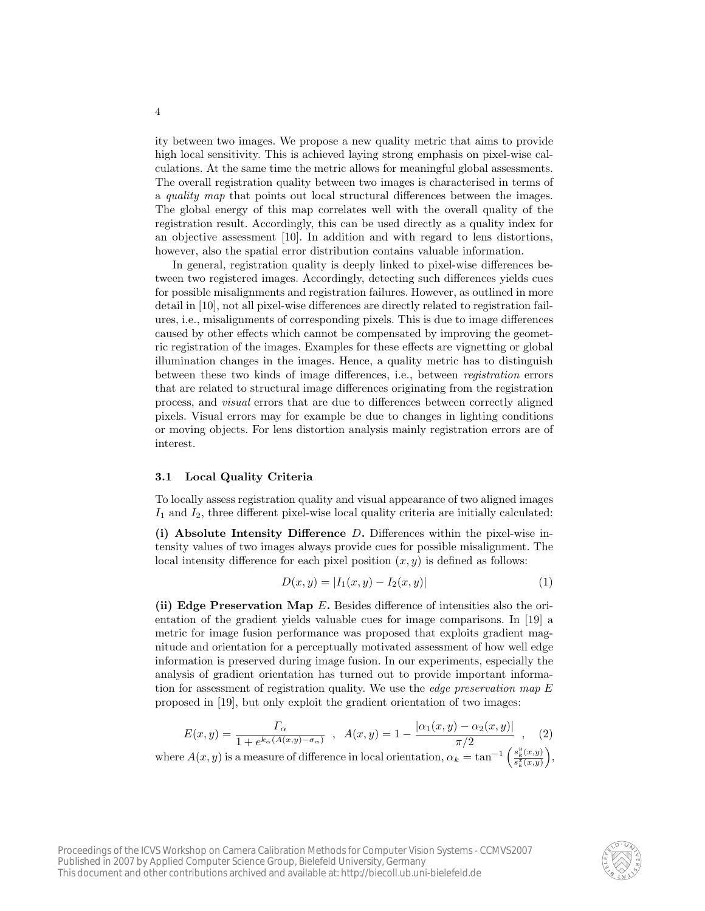ity between two images. We propose a new quality metric that aims to provide high local sensitivity. This is achieved laying strong emphasis on pixel-wise calculations. At the same time the metric allows for meaningful global assessments. The overall registration quality between two images is characterised in terms of a *quality map* that points out local structural differences between the images. The global energy of this map correlates well with the overall quality of the registration result. Accordingly, this can be used directly as a quality index for an objective assessment [10]. In addition and with regard to lens distortions, however, also the spatial error distribution contains valuable information.

In general, registration quality is deeply linked to pixel-wise differences between two registered images. Accordingly, detecting such differences yields cues for possible misalignments and registration failures. However, as outlined in more detail in [10], not all pixel-wise differences are directly related to registration failures, i.e., misalignments of corresponding pixels. This is due to image differences caused by other effects which cannot be compensated by improving the geometric registration of the images. Examples for these effects are vignetting or global illumination changes in the images. Hence, a quality metric has to distinguish between these two kinds of image differences, i.e., between *registration* errors that are related to structural image differences originating from the registration process, and *visual* errors that are due to differences between correctly aligned pixels. Visual errors may for example be due to changes in lighting conditions or moving objects. For lens distortion analysis mainly registration errors are of interest.

### 3.1 Local Quality Criteria

To locally assess registration quality and visual appearance of two aligned images $I_1$ and $I_2$, three different pixel-wise local quality criteria are initially calculated:

**(i) Absolute Intensity Difference $D$.** Differences within the pixel-wise intensity values of two images always provide cues for possible misalignment. The local intensity difference for each pixel position $(x, y)$ is defined as follows:

$$D(x, y) = |I_1(x, y) - I_2(x, y)| \tag{1}$$

**(ii) Edge Preservation Map $E$.** Besides difference of intensities also the orientation of the gradient yields valuable cues for image comparisons. In [19] a metric for image fusion performance was proposed that exploits gradient magnitude and orientation for a perceptually motivated assessment of how well edge information is preserved during image fusion. In our experiments, especially the analysis of gradient orientation has turned out to provide important information for assessment of registration quality. We use the *edge preservation map $E$* proposed in [19], but only exploit the gradient orientation of two images:

$$E(x, y) = \frac{\Gamma_\alpha}{1 + e^{k_\alpha (A(x,y) - \sigma_\alpha)}} \quad , \quad A(x, y) = 1 - \frac{|\alpha_1(x, y) - \alpha_2(x, y)|}{\pi/2} \quad , \tag{2}$$

where $A(x, y)$ is a measure of difference in local orientation, $\alpha_k = \tan^{-1}\left(\frac{s_k^y(x,y)}{s_k^x(x,y)}\right)$,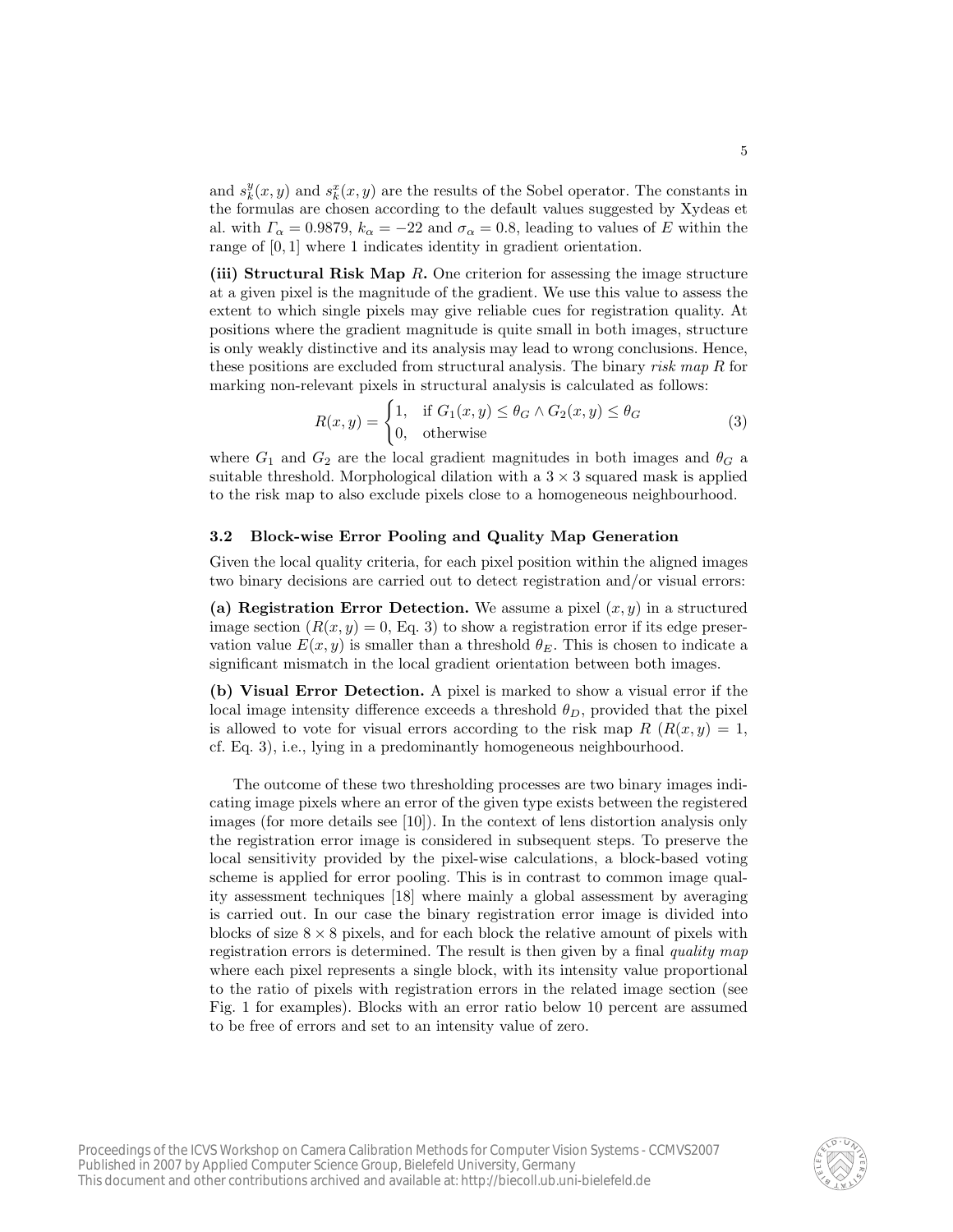and $s_k^y(x,y)$ and $s_k^x(x,y)$ are the results of the Sobel operator. The constants in the formulas are chosen according to the default values suggested by Xydeas et al. with $\Gamma_\alpha = 0.9879$, $k_\alpha = -22$ and $\sigma_\alpha = 0.8$, leading to values of $E$ within the range of $[0, 1]$ where 1 indicates identity in gradient orientation.

**(iii) Structural Risk Map $R$.** One criterion for assessing the image structure at a given pixel is the magnitude of the gradient. We use this value to assess the extent to which single pixels may give reliable cues for registration quality. At positions where the gradient magnitude is quite small in both images, structure is only weakly distinctive and its analysis may lead to wrong conclusions. Hence, these positions are excluded from structural analysis. The binary *risk map* $R$ for marking non-relevant pixels in structural analysis is calculated as follows:

$$R(x,y) = \begin{cases} 1, & \text{if } G_1(x,y) \leq \theta_G \wedge G_2(x,y) \leq \theta_G \\ 0, & \text{otherwise} \end{cases} \tag{3}$$

where $G_1$ and $G_2$ are the local gradient magnitudes in both images and $\theta_G$ a suitable threshold. Morphological dilation with a $3 \times 3$ squared mask is applied to the risk map to also exclude pixels close to a homogeneous neighbourhood.

### 3.2 Block-wise Error Pooling and Quality Map Generation

Given the local quality criteria, for each pixel position within the aligned images two binary decisions are carried out to detect registration and/or visual errors:

**(a) Registration Error Detection.** We assume a pixel $(x, y)$ in a structured image section ($R(x,y) = 0$, Eq. 3) to show a registration error if its edge preservation value $E(x,y)$ is smaller than a threshold $\theta_E$. This is chosen to indicate a significant mismatch in the local gradient orientation between both images.

**(b) Visual Error Detection.** A pixel is marked to show a visual error if the local image intensity difference exceeds a threshold $\theta_D$, provided that the pixel is allowed to vote for visual errors according to the risk map $R$ ($R(x,y) = 1$, cf. Eq. 3), i.e., lying in a predominantly homogeneous neighbourhood.

The outcome of these two thresholding processes are two binary images indicating image pixels where an error of the given type exists between the registered images (for more details see [10]). In the context of lens distortion analysis only the registration error image is considered in subsequent steps. To preserve the local sensitivity provided by the pixel-wise calculations, a block-based voting scheme is applied for error pooling. This is in contrast to common image quality assessment techniques [18] where mainly a global assessment by averaging is carried out. In our case the binary registration error image is divided into blocks of size $8 \times 8$ pixels, and for each block the relative amount of pixels with registration errors is determined. The result is then given by a final *quality map* where each pixel represents a single block, with its intensity value proportional to the ratio of pixels with registration errors in the related image section (see Fig. 1 for examples). Blocks with an error ratio below 10 percent are assumed to be free of errors and set to an intensity value of zero.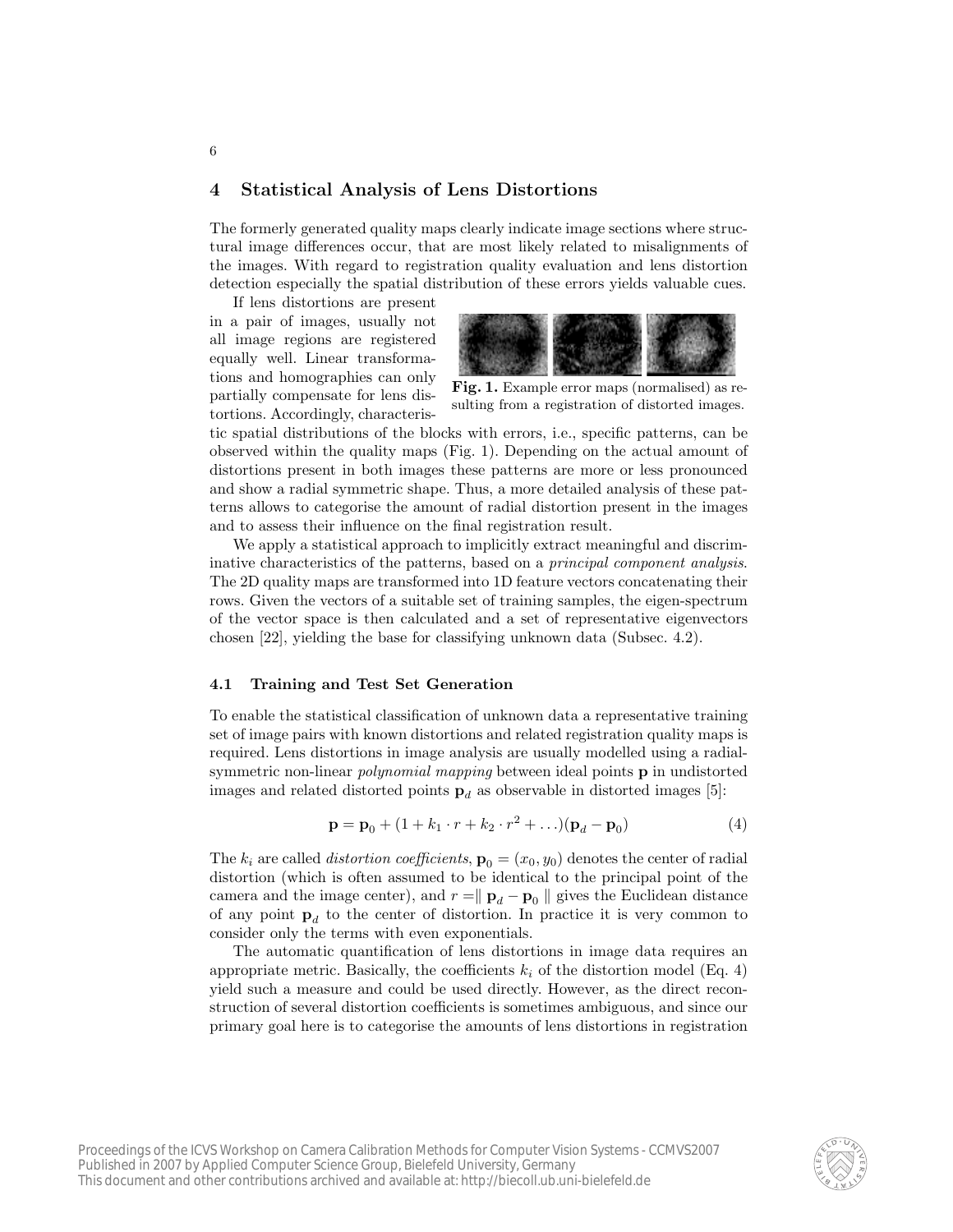## 4 Statistical Analysis of Lens Distortions

The formerly generated quality maps clearly indicate image sections where structural image differences occur, that are most likely related to misalignments of the images. With regard to registration quality evaluation and lens distortion detection especially the spatial distribution of these errors yields valuable cues.

If lens distortions are present in a pair of images, usually not all image regions are registered equally well. Linear transformations and homographies can only partially compensate for lens distortions. Accordingly, characteristic spatial distributions of the blocks with errors, i.e., specific patterns, can be observed within the quality maps (Fig. 1). Depending on the actual amount of distortions present in both images these patterns are more or less pronounced and show a radial symmetric shape. Thus, a more detailed analysis of these patterns allows to categorise the amount of radial distortion present in the images and to assess their influence on the final registration result.

**Fig. 1.** Example error maps (normalised) as resulting from a registration of distorted images.

We apply a statistical approach to implicitly extract meaningful and discriminative characteristics of the patterns, based on a *principal component analysis*. The 2D quality maps are transformed into 1D feature vectors concatenating their rows. Given the vectors of a suitable set of training samples, the eigen-spectrum of the vector space is then calculated and a set of representative eigenvectors chosen [22], yielding the base for classifying unknown data (Subsec. 4.2).

### 4.1 Training and Test Set Generation

To enable the statistical classification of unknown data a representative training set of image pairs with known distortions and related registration quality maps is required. Lens distortions in image analysis are usually modelled using a radial-symmetric non-linear *polynomial mapping* between ideal points $\mathbf{p}$ in undistorted images and related distorted points $\mathbf{p}_d$ as observable in distorted images [5]:

$$\mathbf{p} = \mathbf{p}_0 + (1 + k_1 \cdot r + k_2 \cdot r^2 + \ldots)(\mathbf{p}_d - \mathbf{p}_0) \tag{4}$$

The $k_i$ are called *distortion coefficients*, $\mathbf{p}_0 = (x_0, y_0)$ denotes the center of radial distortion (which is often assumed to be identical to the principal point of the camera and the image center), and $r = \| \mathbf{p}_d - \mathbf{p}_0 \|$ gives the Euclidean distance of any point $\mathbf{p}_d$ to the center of distortion. In practice it is very common to consider only the terms with even exponentials.

The automatic quantification of lens distortions in image data requires an appropriate metric. Basically, the coefficients $k_i$ of the distortion model (Eq. 4) yield such a measure and could be used directly. However, as the direct reconstruction of several distortion coefficients is sometimes ambiguous, and since our primary goal here is to categorise the amounts of lens distortions in registration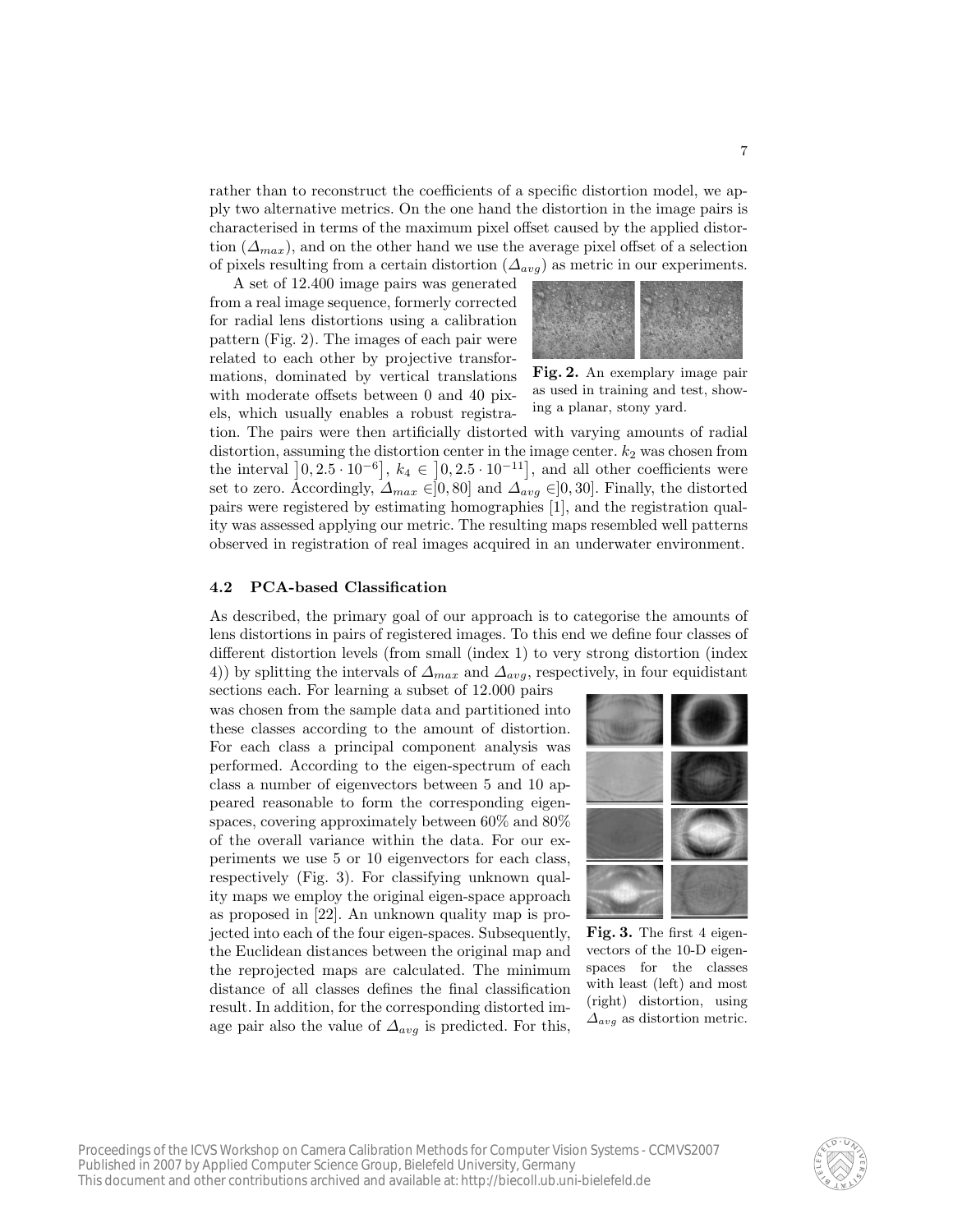rather than to reconstruct the coefficients of a specific distortion model, we apply two alternative metrics. On the one hand the distortion in the image pairs is characterised in terms of the maximum pixel offset caused by the applied distortion ($\Delta_{max}$), and on the other hand we use the average pixel offset of a selection of pixels resulting from a certain distortion ($\Delta_{avg}$) as metric in our experiments.

A set of 12.400 image pairs was generated from a real image sequence, formerly corrected for radial lens distortions using a calibration pattern (Fig. 2). The images of each pair were related to each other by projective transformations, dominated by vertical translations with moderate offsets between 0 and 40 pixels, which usually enables a robust registration. The pairs were then artificially distorted with varying amounts of radial distortion, assuming the distortion center in the image center. $k_2$ was chosen from the interval $\left]0, 2.5 \cdot 10^{-6}\right]$, $k_4 \in \left]0, 2.5 \cdot 10^{-11}\right]$, and all other coefficients were set to zero. Accordingly, $\Delta_{max} \in ]0, 80]$ and $\Delta_{avg} \in ]0, 30]$. Finally, the distorted pairs were registered by estimating homographies [1], and the registration quality was assessed applying our metric. The resulting maps resembled well patterns observed in registration of real images acquired in an underwater environment.

**Fig. 2.** An exemplary image pair as used in training and test, showing a planar, stony yard.

### 4.2 PCA-based Classification

As described, the primary goal of our approach is to categorise the amounts of lens distortions in pairs of registered images. To this end we define four classes of different distortion levels (from small (index 1) to very strong distortion (index 4)) by splitting the intervals of $\Delta_{max}$ and $\Delta_{avg}$, respectively, in four equidistant sections each. For learning a subset of 12.000 pairs was chosen from the sample data and partitioned into these classes according to the amount of distortion. For each class a principal component analysis was performed. According to the eigen-spectrum of each class a number of eigenvectors between 5 and 10 appeared reasonable to form the corresponding eigenspaces, covering approximately between 60% and 80% of the overall variance within the data. For our experiments we use 5 or 10 eigenvectors for each class, respectively (Fig. 3). For classifying unknown quality maps we employ the original eigen-space approach as proposed in [22]. An unknown quality map is projected into each of the four eigen-spaces. Subsequently, the Euclidean distances between the original map and the reprojected maps are calculated. The minimum distance of all classes defines the final classification result. In addition, for the corresponding distorted image pair also the value of $\Delta_{avg}$ is predicted. For this,

**Fig. 3.** The first 4 eigenvectors of the 10-D eigenspaces for the classes with least (left) and most (right) distortion, using $\Delta_{avg}$ as distortion metric.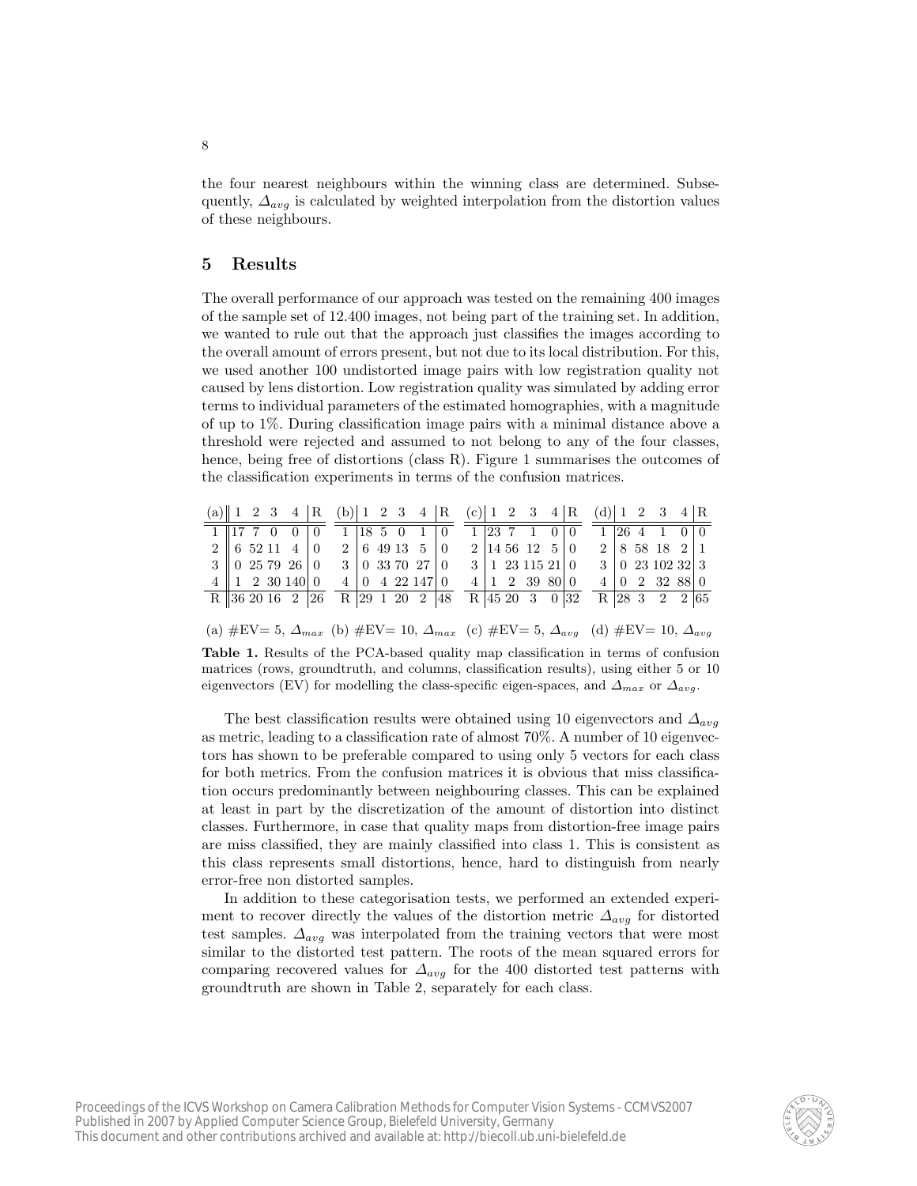the four nearest neighbours within the winning class are determined. Subsequently, $\Delta_{avg}$ is calculated by weighted interpolation from the distortion values of these neighbours.

## 5 Results

The overall performance of our approach was tested on the remaining 400 images of the sample set of 12.400 images, not being part of the training set. In addition, we wanted to rule out that the approach just classifies the images according to the overall amount of errors present, but not due to its local distribution. For this, we used another 100 undistorted image pairs with low registration quality not caused by lens distortion. Low registration quality was simulated by adding error terms to individual parameters of the estimated homographies, with a magnitude of up to 1%. During classification image pairs with a minimal distance above a threshold were rejected and assumed to not belong to any of the four classes, hence, being free of distortions (class R). Figure 1 summarises the outcomes of the classification experiments in terms of the confusion matrices.

(a) #EV= 5, $\Delta_{max}$

| (a) | 1 | 2 | 3 | 4 | R |
|---|---|---|---|---|---|
| 1 | 17 | 7 | 0 | 0 | 0 |
| 2 | 6 | 52 | 11 | 4 | 0 |
| 3 | 0 | 25 | 79 | 26 | 0 |
| 4 | 1 | 2 | 30 | 140 | 0 |
| R | 36 | 20 | 16 | 2 | 26 |

(b) #EV= 10, $\Delta_{max}$

| (b) | 1 | 2 | 3 | 4 | R |
|---|---|---|---|---|---|
| 1 | 18 | 5 | 0 | 1 | 0 |
| 2 | 6 | 49 | 13 | 5 | 0 |
| 3 | 0 | 33 | 70 | 27 | 0 |
| 4 | 0 | 4 | 22 | 147 | 0 |
| R | 29 | 1 | 20 | 2 | 48 |

(c) #EV= 5, $\Delta_{avg}$

| (c) | 1 | 2 | 3 | 4 | R |
|---|---|---|---|---|---|
| 1 | 23 | 7 | 1 | 0 | 0 |
| 2 | 14 | 56 | 12 | 5 | 0 |
| 3 | 1 | 23 | 115 | 21 | 0 |
| 4 | 1 | 2 | 39 | 80 | 0 |
| R | 45 | 20 | 3 | 0 | 32 |

(d) #EV= 10, $\Delta_{avg}$

| (d) | 1 | 2 | 3 | 4 | R |
|---|---|---|---|---|---|
| 1 | 26 | 4 | 1 | 0 | 0 |
| 2 | 8 | 58 | 18 | 2 | 1 |
| 3 | 0 | 23 | 102 | 32 | 3 |
| 4 | 0 | 2 | 32 | 88 | 0 |
| R | 28 | 3 | 2 | 2 | 65 |

**Table 1.** Results of the PCA-based quality map classification in terms of confusion matrices (rows, groundtruth, and columns, classification results), using either 5 or 10 eigenvectors (EV) for modelling the class-specific eigen-spaces, and $\Delta_{max}$ or $\Delta_{avg}$.

The best classification results were obtained using 10 eigenvectors and $\Delta_{avg}$ as metric, leading to a classification rate of almost 70%. A number of 10 eigenvectors has shown to be preferable compared to using only 5 vectors for each class for both metrics. From the confusion matrices it is obvious that miss classification occurs predominantly between neighbouring classes. This can be explained at least in part by the discretization of the amount of distortion into distinct classes. Furthermore, in case that quality maps from distortion-free image pairs are miss classified, they are mainly classified into class 1. This is consistent as this class represents small distortions, hence, hard to distinguish from nearly error-free non distorted samples.

In addition to these categorisation tests, we performed an extended experiment to recover directly the values of the distortion metric $\Delta_{avg}$ for distorted test samples. $\Delta_{avg}$ was interpolated from the training vectors that were most similar to the distorted test pattern. The roots of the mean squared errors for comparing recovered values for $\Delta_{avg}$ for the 400 distorted test patterns with groundtruth are shown in Table 2, separately for each class.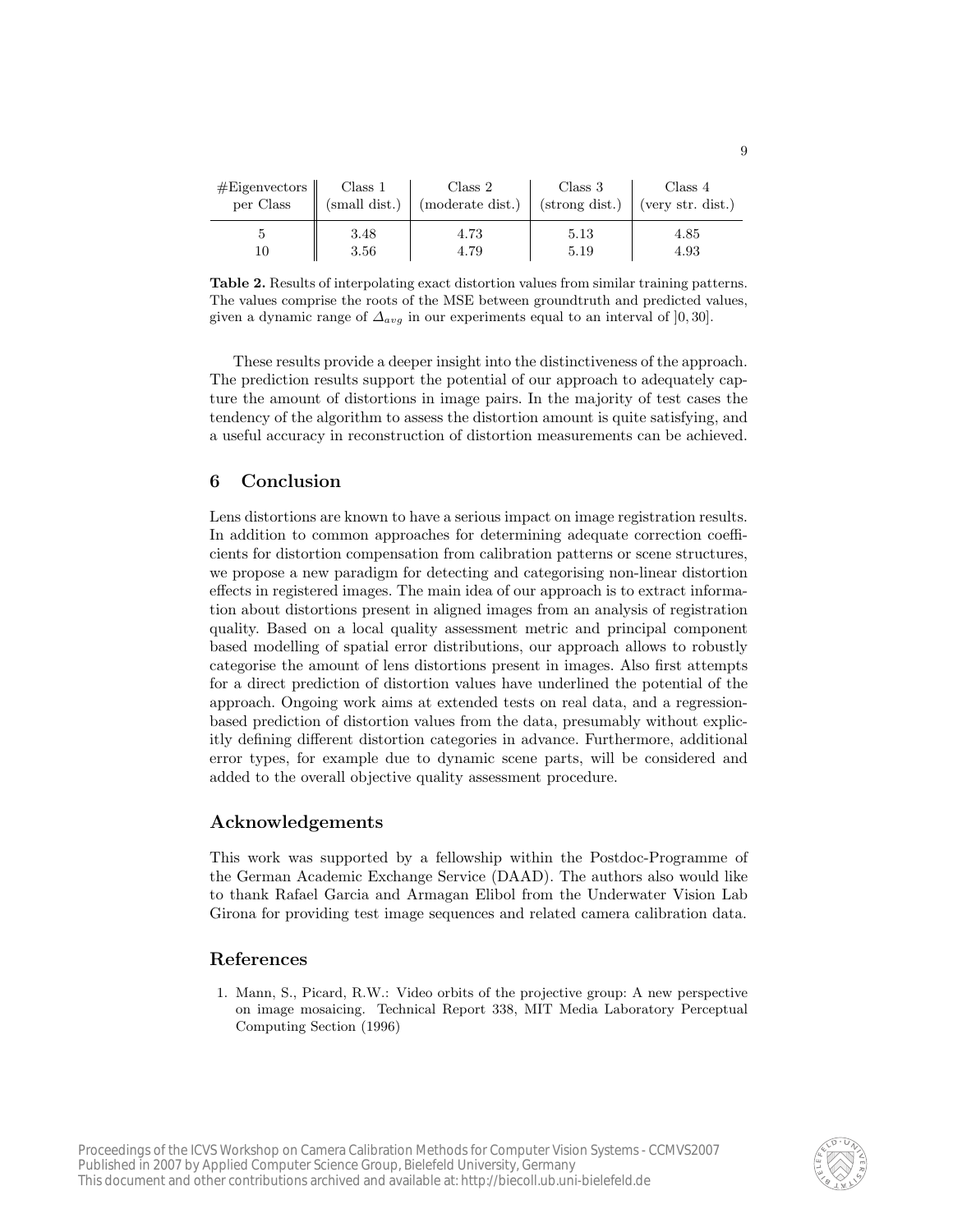| #Eigenvectors per Class | Class 1 (small dist.) | Class 2 (moderate dist.) | Class 3 (strong dist.) | Class 4 (very str. dist.) |
|---|---|---|---|---|
| 5 | 3.48 | 4.73 | 5.13 | 4.85 |
| 10 | 3.56 | 4.79 | 5.19 | 4.93 |

**Table 2.** Results of interpolating exact distortion values from similar training patterns. The values comprise the roots of the MSE between groundtruth and predicted values, given a dynamic range of $\Delta_{avg}$ in our experiments equal to an interval of $]0, 30]$.

These results provide a deeper insight into the distinctiveness of the approach. The prediction results support the potential of our approach to adequately capture the amount of distortions in image pairs. In the majority of test cases the tendency of the algorithm to assess the distortion amount is quite satisfying, and a useful accuracy in reconstruction of distortion measurements can be achieved.

## 6 Conclusion

Lens distortions are known to have a serious impact on image registration results. In addition to common approaches for determining adequate correction coefficients for distortion compensation from calibration patterns or scene structures, we propose a new paradigm for detecting and categorising non-linear distortion effects in registered images. The main idea of our approach is to extract information about distortions present in aligned images from an analysis of registration quality. Based on a local quality assessment metric and principal component based modelling of spatial error distributions, our approach allows to robustly categorise the amount of lens distortions present in images. Also first attempts for a direct prediction of distortion values have underlined the potential of the approach. Ongoing work aims at extended tests on real data, and a regression-based prediction of distortion values from the data, presumably without explicitly defining different distortion categories in advance. Furthermore, additional error types, for example due to dynamic scene parts, will be considered and added to the overall objective quality assessment procedure.

## Acknowledgements

This work was supported by a fellowship within the Postdoc-Programme of the German Academic Exchange Service (DAAD). The authors also would like to thank Rafael Garcia and Armagan Elibol from the Underwater Vision Lab Girona for providing test image sequences and related camera calibration data.

## References

1. Mann, S., Picard, R.W.: Video orbits of the projective group: A new perspective on image mosaicing. Technical Report 338, MIT Media Laboratory Perceptual Computing Section (1996)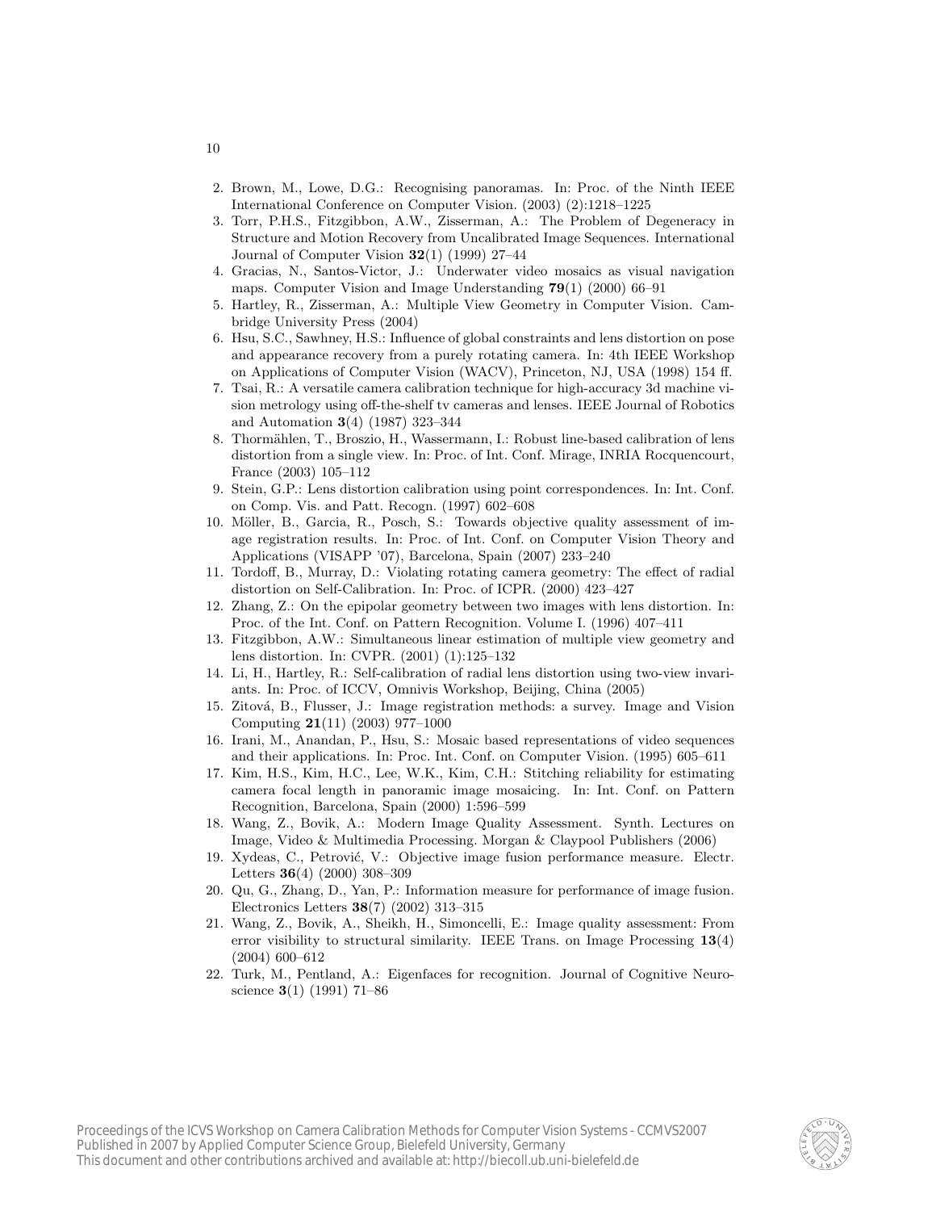2. Brown, M., Lowe, D.G.: Recognising panoramas. In: Proc. of the Ninth IEEE International Conference on Computer Vision. (2003) (2):1218–1225
3. Torr, P.H.S., Fitzgibbon, A.W., Zisserman, A.: The Problem of Degeneracy in Structure and Motion Recovery from Uncalibrated Image Sequences. International Journal of Computer Vision **32**(1) (1999) 27–44
4. Gracias, N., Santos-Victor, J.: Underwater video mosaics as visual navigation maps. Computer Vision and Image Understanding **79**(1) (2000) 66–91
5. Hartley, R., Zisserman, A.: Multiple View Geometry in Computer Vision. Cambridge University Press (2004)
6. Hsu, S.C., Sawhney, H.S.: Influence of global constraints and lens distortion on pose and appearance recovery from a purely rotating camera. In: 4th IEEE Workshop on Applications of Computer Vision (WACV), Princeton, NJ, USA (1998) 154 ff.
7. Tsai, R.: A versatile camera calibration technique for high-accuracy 3d machine vision metrology using off-the-shelf tv cameras and lenses. IEEE Journal of Robotics and Automation **3**(4) (1987) 323–344
8. Thormählen, T., Broszio, H., Wassermann, I.: Robust line-based calibration of lens distortion from a single view. In: Proc. of Int. Conf. Mirage, INRIA Rocquencourt, France (2003) 105–112
9. Stein, G.P.: Lens distortion calibration using point correspondences. In: Int. Conf. on Comp. Vis. and Patt. Recogn. (1997) 602–608
10. Möller, B., Garcia, R., Posch, S.: Towards objective quality assessment of image registration results. In: Proc. of Int. Conf. on Computer Vision Theory and Applications (VISAPP '07), Barcelona, Spain (2007) 233–240
11. Tordoff, B., Murray, D.: Violating rotating camera geometry: The effect of radial distortion on Self-Calibration. In: Proc. of ICPR. (2000) 423–427
12. Zhang, Z.: On the epipolar geometry between two images with lens distortion. In: Proc. of the Int. Conf. on Pattern Recognition. Volume I. (1996) 407–411
13. Fitzgibbon, A.W.: Simultaneous linear estimation of multiple view geometry and lens distortion. In: CVPR. (2001) (1):125–132
14. Li, H., Hartley, R.: Self-calibration of radial lens distortion using two-view invariants. In: Proc. of ICCV, Omnivis Workshop, Beijing, China (2005)
15. Zitová, B., Flusser, J.: Image registration methods: a survey. Image and Vision Computing **21**(11) (2003) 977–1000
16. Irani, M., Anandan, P., Hsu, S.: Mosaic based representations of video sequences and their applications. In: Proc. Int. Conf. on Computer Vision. (1995) 605–611
17. Kim, H.S., Kim, H.C., Lee, W.K., Kim, C.H.: Stitching reliability for estimating camera focal length in panoramic image mosaicing. In: Int. Conf. on Pattern Recognition, Barcelona, Spain (2000) 1:596–599
18. Wang, Z., Bovik, A.: Modern Image Quality Assessment. Synth. Lectures on Image, Video & Multimedia Processing. Morgan & Claypool Publishers (2006)
19. Xydeas, C., Petrović, V.: Objective image fusion performance measure. Electr. Letters **36**(4) (2000) 308–309
20. Qu, G., Zhang, D., Yan, P.: Information measure for performance of image fusion. Electronics Letters **38**(7) (2002) 313–315
21. Wang, Z., Bovik, A., Sheikh, H., Simoncelli, E.: Image quality assessment: From error visibility to structural similarity. IEEE Trans. on Image Processing **13**(4) (2004) 600–612
22. Turk, M., Pentland, A.: Eigenfaces for recognition. Journal of Cognitive Neuroscience **3**(1) (1991) 71–86